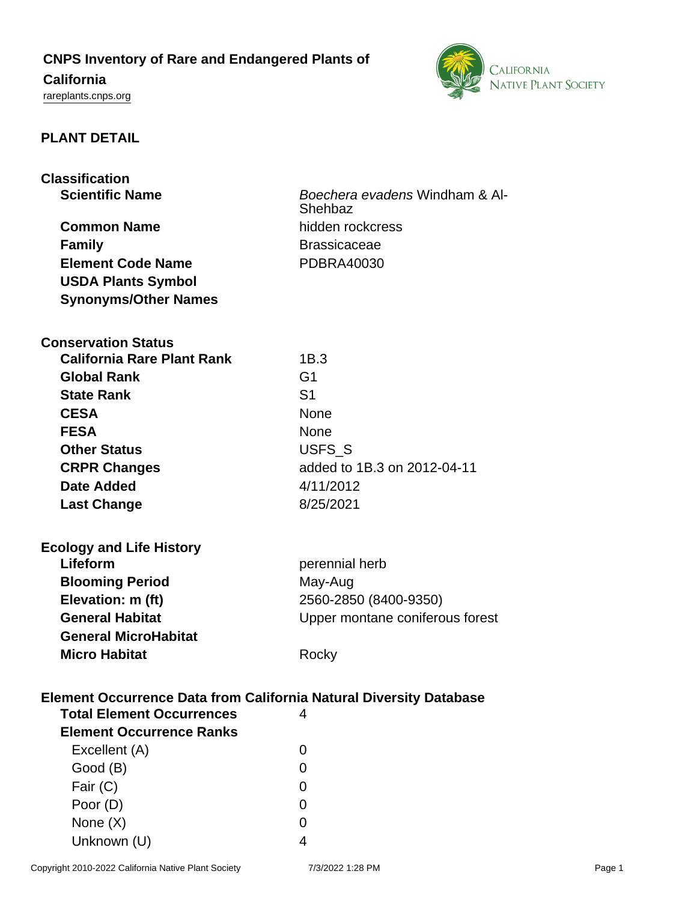# CNPS Inventory of Rare and Endangered Plants of California

rareplants.cnps.org

## PLANT DETAIL

### Classification

| | |
|---|---|
| **Scientific Name** | *Boechera evadens* Windham & Al-Shehbaz |
| **Common Name** | hidden rockcress |
| **Family** | Brassicaceae |
| **Element Code Name** | PDBRA40030 |
| **USDA Plants Symbol** | |
| **Synonyms/Other Names** | |

### Conservation Status

| | |
|---|---|
| **California Rare Plant Rank** | 1B.3 |
| **Global Rank** | G1 |
| **State Rank** | S1 |
| **CESA** | None |
| **FESA** | None |
| **Other Status** | USFS_S |
| **CRPR Changes** | added to 1B.3 on 2012-04-11 |
| **Date Added** | 4/11/2012 |
| **Last Change** | 8/25/2021 |

### Ecology and Life History

| | |
|---|---|
| **Lifeform** | perennial herb |
| **Blooming Period** | May-Aug |
| **Elevation: m (ft)** | 2560-2850 (8400-9350) |
| **General Habitat** | Upper montane coniferous forest |
| **General MicroHabitat** | |
| **Micro Habitat** | Rocky |

### Element Occurrence Data from California Natural Diversity Database

| | |
|---|---|
| **Total Element Occurrences** | 4 |
| **Element Occurrence Ranks** | |
| Excellent (A) | 0 |
| Good (B) | 0 |
| Fair (C) | 0 |
| Poor (D) | 0 |
| None (X) | 0 |
| Unknown (U) | 4 |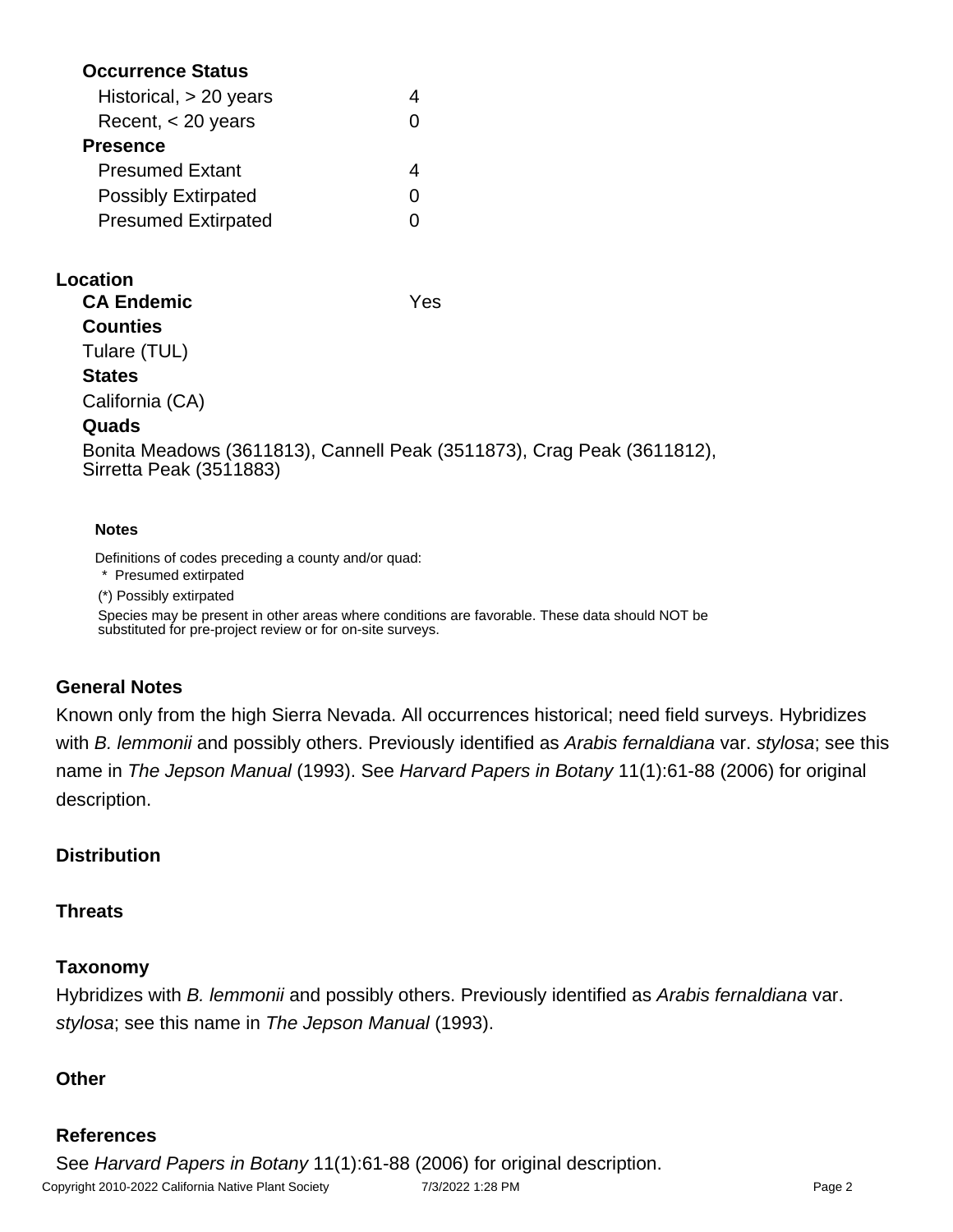**Occurrence Status**

| | |
|---|---|
| Historical, > 20 years | 4 |
| Recent, < 20 years | 0 |

**Presence**

| | |
|---|---|
| Presumed Extant | 4 |
| Possibly Extirpated | 0 |
| Presumed Extirpated | 0 |

## Location

**CA Endemic** Yes

**Counties**

Tulare (TUL)

**States**

California (CA)

**Quads**

Bonita Meadows (3611813), Cannell Peak (3511873), Crag Peak (3611812), Sirretta Peak (3511883)

**Notes**

Definitions of codes preceding a county and/or quad:

* Presumed extirpated

(*) Possibly extirpated

Species may be present in other areas where conditions are favorable. These data should NOT be substituted for pre-project review or for on-site surveys.

## General Notes

Known only from the high Sierra Nevada. All occurrences historical; need field surveys. Hybridizes with *B. lemmonii* and possibly others. Previously identified as *Arabis fernaldiana* var. *stylosa*; see this name in *The Jepson Manual* (1993). See *Harvard Papers in Botany* 11(1):61-88 (2006) for original description.

## Distribution

## Threats

## Taxonomy

Hybridizes with *B. lemmonii* and possibly others. Previously identified as *Arabis fernaldiana* var. *stylosa*; see this name in *The Jepson Manual* (1993).

## Other

## References

See *Harvard Papers in Botany* 11(1):61-88 (2006) for original description.

Copyright 2010-2022 California Native Plant Society 7/3/2022 1:28 PM